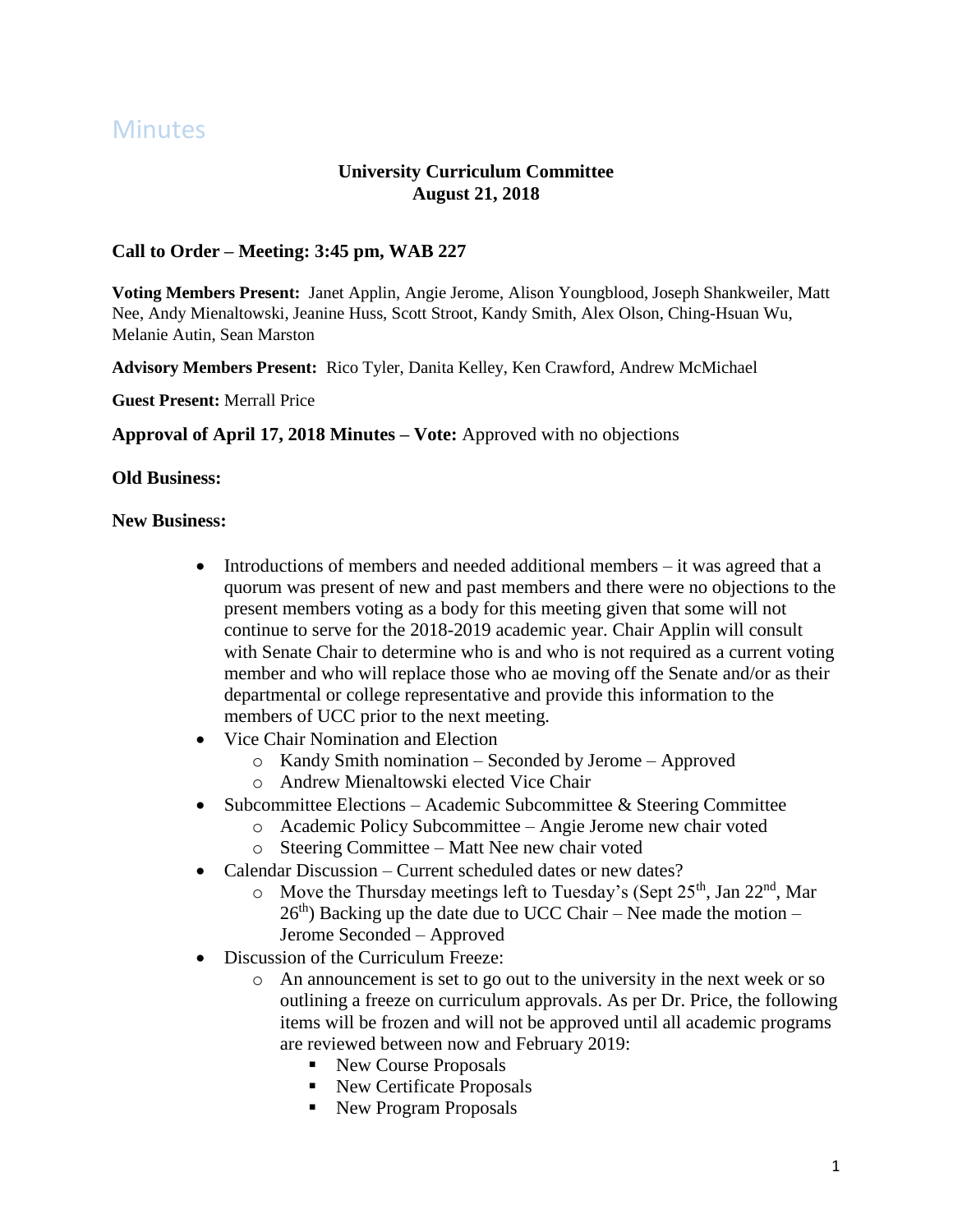# Minutes

**University Curriculum Committee**
**August 21, 2018**

### Call to Order – Meeting: 3:45 pm, WAB 227

**Voting Members Present:** Janet Applin, Angie Jerome, Alison Youngblood, Joseph Shankweiler, Matt Nee, Andy Mienaltowski, Jeanine Huss, Scott Stroot, Kandy Smith, Alex Olson, Ching-Hsuan Wu, Melanie Autin, Sean Marston

**Advisory Members Present:** Rico Tyler, Danita Kelley, Ken Crawford, Andrew McMichael

**Guest Present:** Merrall Price

**Approval of April 17, 2018 Minutes – Vote:** Approved with no objections

**Old Business:**

**New Business:**

- Introductions of members and needed additional members – it was agreed that a quorum was present of new and past members and there were no objections to the present members voting as a body for this meeting given that some will not continue to serve for the 2018-2019 academic year. Chair Applin will consult with Senate Chair to determine who is and who is not required as a current voting member and who will replace those who ae moving off the Senate and/or as their departmental or college representative and provide this information to the members of UCC prior to the next meeting.
- Vice Chair Nomination and Election
  - Kandy Smith nomination – Seconded by Jerome – Approved
  - Andrew Mienaltowski elected Vice Chair
- Subcommittee Elections – Academic Subcommittee & Steering Committee
  - Academic Policy Subcommittee – Angie Jerome new chair voted
  - Steering Committee – Matt Nee new chair voted
- Calendar Discussion – Current scheduled dates or new dates?
  - Move the Thursday meetings left to Tuesday's (Sept 25th, Jan 22nd, Mar 26th) Backing up the date due to UCC Chair – Nee made the motion – Jerome Seconded – Approved
- Discussion of the Curriculum Freeze:
  - An announcement is set to go out to the university in the next week or so outlining a freeze on curriculum approvals. As per Dr. Price, the following items will be frozen and will not be approved until all academic programs are reviewed between now and February 2019:
    - New Course Proposals
    - New Certificate Proposals
    - New Program Proposals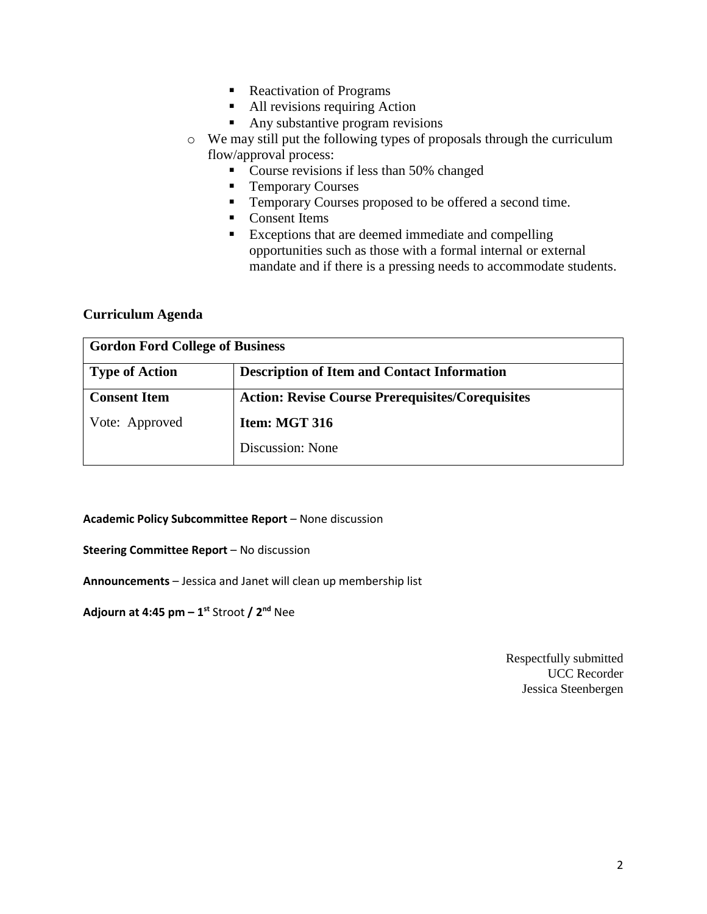- Reactivation of Programs
        - All revisions requiring Action
        - Any substantive program revisions
    - We may still put the following types of proposals through the curriculum flow/approval process:
        - Course revisions if less than 50% changed
        - Temporary Courses
        - Temporary Courses proposed to be offered a second time.
        - Consent Items
        - Exceptions that are deemed immediate and compelling opportunities such as those with a formal internal or external mandate and if there is a pressing needs to accommodate students.

### Curriculum Agenda

| **Gordon Ford College of Business** | |
|---|---|
| **Type of Action** | **Description of Item and Contact Information** |
| **Consent Item**<br>Vote: Approved | **Action: Revise Course Prerequisites/Corequisites**<br>**Item: MGT 316**<br>Discussion: None |

**Academic Policy Subcommittee Report** – None discussion

**Steering Committee Report** – No discussion

**Announcements** – Jessica and Janet will clean up membership list

**Adjourn at 4:45 pm – 1st** Stroot **/ 2nd** Nee

Respectfully submitted
UCC Recorder
Jessica Steenbergen